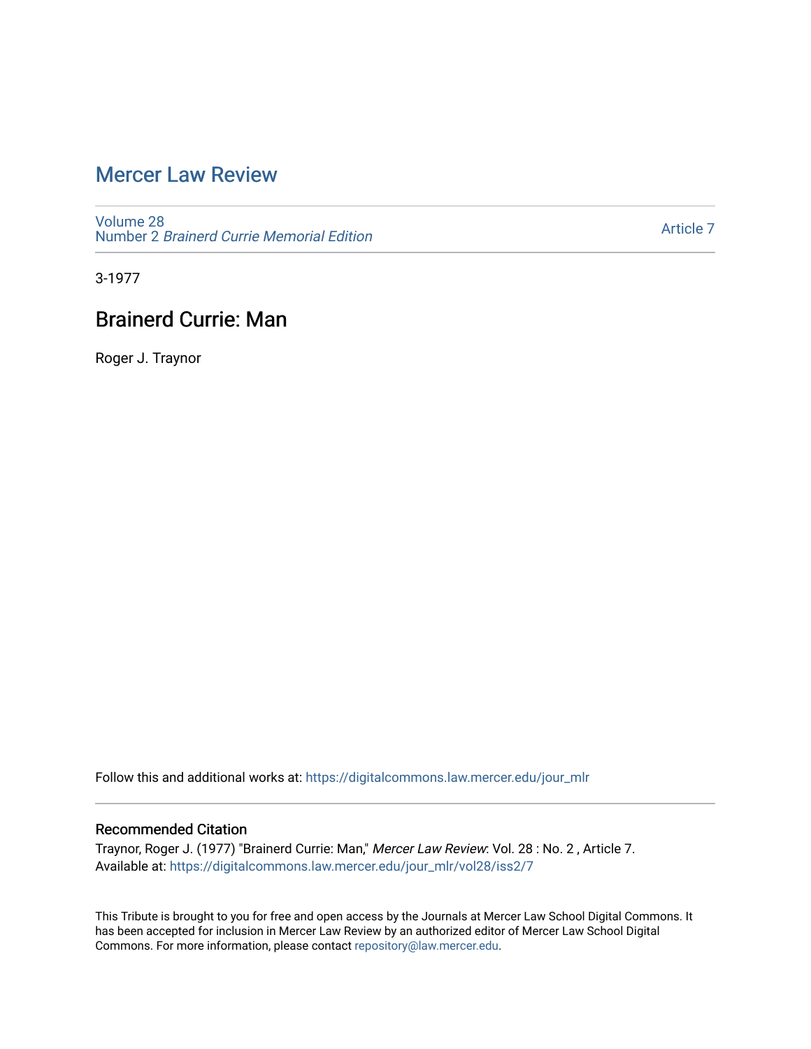# Mercer Law Review

Volume 28
Number 2 *Brainerd Currie Memorial Edition*

Article 7

3-1977

## Brainerd Currie: Man

Roger J. Traynor

Follow this and additional works at: https://digitalcommons.law.mercer.edu/jour_mlr

### Recommended Citation

Traynor, Roger J. (1977) "Brainerd Currie: Man," *Mercer Law Review*: Vol. 28 : No. 2 , Article 7.
Available at: https://digitalcommons.law.mercer.edu/jour_mlr/vol28/iss2/7

This Tribute is brought to you for free and open access by the Journals at Mercer Law School Digital Commons. It has been accepted for inclusion in Mercer Law Review by an authorized editor of Mercer Law School Digital Commons. For more information, please contact repository@law.mercer.edu.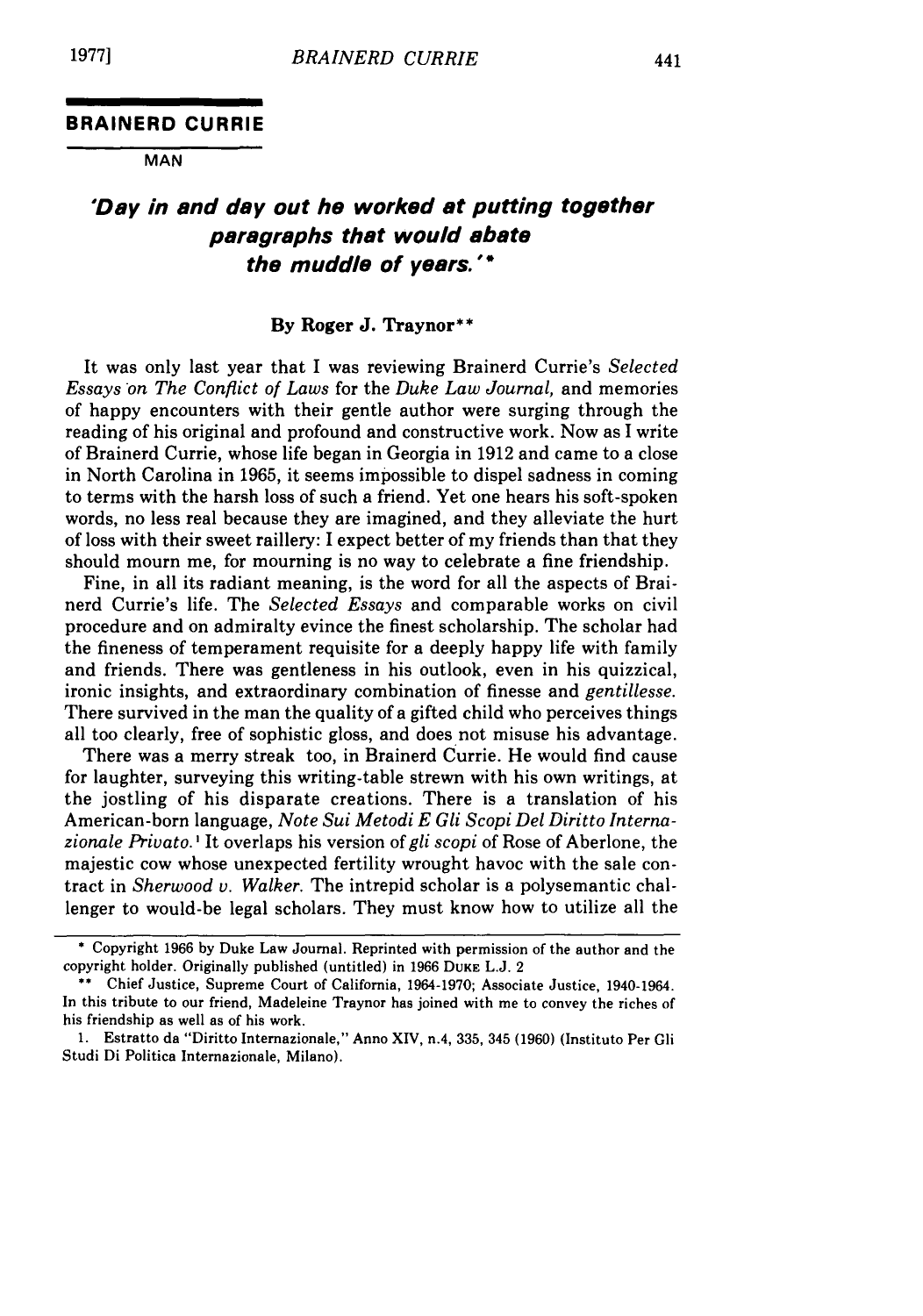## BRAINERD CURRIE

MAN

### *'Day in and day out he worked at putting together paragraphs that would abate the muddle of years.'\**

**By Roger J. Traynor\*\***

It was only last year that I was reviewing Brainerd Currie's *Selected Essays on The Conflict of Laws* for the *Duke Law Journal,* and memories of happy encounters with their gentle author were surging through the reading of his original and profound and constructive work. Now as I write of Brainerd Currie, whose life began in Georgia in 1912 and came to a close in North Carolina in 1965, it seems impossible to dispel sadness in coming to terms with the harsh loss of such a friend. Yet one hears his soft-spoken words, no less real because they are imagined, and they alleviate the hurt of loss with their sweet raillery: I expect better of my friends than that they should mourn me, for mourning is no way to celebrate a fine friendship.

Fine, in all its radiant meaning, is the word for all the aspects of Brainerd Currie's life. The *Selected Essays* and comparable works on civil procedure and on admiralty evince the finest scholarship. The scholar had the fineness of temperament requisite for a deeply happy life with family and friends. There was gentleness in his outlook, even in his quizzical, ironic insights, and extraordinary combination of finesse and *gentillesse.* There survived in the man the quality of a gifted child who perceives things all too clearly, free of sophistic gloss, and does not misuse his advantage.

There was a merry streak too, in Brainerd Currie. He would find cause for laughter, surveying this writing-table strewn with his own writings, at the jostling of his disparate creations. There is a translation of his American-born language, *Note Sui Metodi E Gli Scopi Del Diritto Internazionale Privato.*[1] It overlaps his version of *gli scopi* of Rose of Aberlone, the majestic cow whose unexpected fertility wrought havoc with the sale contract in *Sherwood v. Walker.* The intrepid scholar is a polysemantic challenger to would-be legal scholars. They must know how to utilize all the

---

\* Copyright 1966 by Duke Law Journal. Reprinted with permission of the author and the copyright holder. Originally published (untitled) in 1966 DUKE L.J. 2

\*\* Chief Justice, Supreme Court of California, 1964-1970; Associate Justice, 1940-1964. In this tribute to our friend, Madeleine Traynor has joined with me to convey the riches of his friendship as well as of his work.

1. Estratto da "Diritto Internazionale," Anno XIV, n.4, 335, 345 (1960) (Instituto Per Gli Studi Di Politica Internazionale, Milano).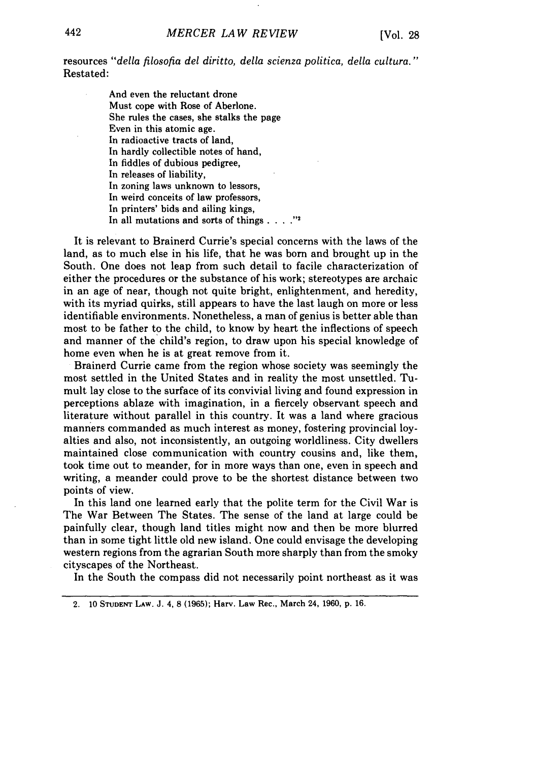resources *"della filosofia del diritto, della scienza politica, della cultura."* Restated:

> And even the reluctant drone
> Must cope with Rose of Aberlone.
> She rules the cases, she stalks the page
> Even in this atomic age.
> In radioactive tracts of land,
> In hardly collectible notes of hand,
> In fiddles of dubious pedigree,
> In releases of liability,
> In zoning laws unknown to lessors,
> In weird conceits of law professors,
> In printers' bids and ailing kings,
> In all mutations and sorts of things . . . ."[2]

It is relevant to Brainerd Currie's special concerns with the laws of the land, as to much else in his life, that he was born and brought up in the South. One does not leap from such detail to facile characterization of either the procedures or the substance of his work; stereotypes are archaic in an age of near, though not quite bright, enlightenment, and heredity, with its myriad quirks, still appears to have the last laugh on more or less identifiable environments. Nonetheless, a man of genius is better able than most to be father to the child, to know by heart the inflections of speech and manner of the child's region, to draw upon his special knowledge of home even when he is at great remove from it.

Brainerd Currie came from the region whose society was seemingly the most settled in the United States and in reality the most unsettled. Tumult lay close to the surface of its convivial living and found expression in perceptions ablaze with imagination, in a fiercely observant speech and literature without parallel in this country. It was a land where gracious manners commanded as much interest as money, fostering provincial loyalties and also, not inconsistently, an outgoing worldliness. City dwellers maintained close communication with country cousins and, like them, took time out to meander, for in more ways than one, even in speech and writing, a meander could prove to be the shortest distance between two points of view.

In this land one learned early that the polite term for the Civil War is The War Between The States. The sense of the land at large could be painfully clear, though land titles might now and then be more blurred than in some tight little old new island. One could envisage the developing western regions from the agrarian South more sharply than from the smoky cityscapes of the Northeast.

In the South the compass did not necessarily point northeast as it was

---

2. 10 STUDENT LAW. J. 4, 8 (1965); Harv. Law Rec., March 24, 1960, p. 16.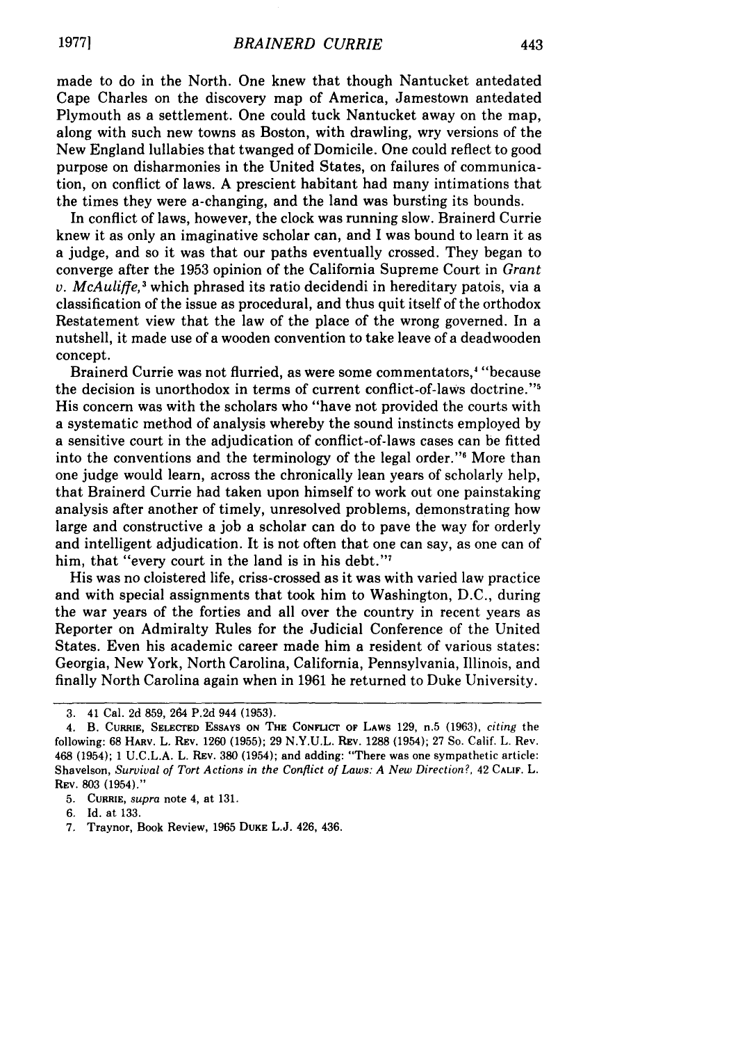made to do in the North. One knew that though Nantucket antedated Cape Charles on the discovery map of America, Jamestown antedated Plymouth as a settlement. One could tuck Nantucket away on the map, along with such new towns as Boston, with drawling, wry versions of the New England lullabies that twanged of Domicile. One could reflect to good purpose on disharmonies in the United States, on failures of communication, on conflict of laws. A prescient habitant had many intimations that the times they were a-changing, and the land was bursting its bounds.

In conflict of laws, however, the clock was running slow. Brainerd Currie knew it as only an imaginative scholar can, and I was bound to learn it as a judge, and so it was that our paths eventually crossed. They began to converge after the 1953 opinion of the California Supreme Court in *Grant v. McAuliffe*,[3] which phrased its ratio decidendi in hereditary patois, via a classification of the issue as procedural, and thus quit itself of the orthodox Restatement view that the law of the place of the wrong governed. In a nutshell, it made use of a wooden convention to take leave of a deadwooden concept.

Brainerd Currie was not flurried, as were some commentators,[4] "because the decision is unorthodox in terms of current conflict-of-laws doctrine."[5] His concern was with the scholars who "have not provided the courts with a systematic method of analysis whereby the sound instincts employed by a sensitive court in the adjudication of conflict-of-laws cases can be fitted into the conventions and the terminology of the legal order."[6] More than one judge would learn, across the chronically lean years of scholarly help, that Brainerd Currie had taken upon himself to work out one painstaking analysis after another of timely, unresolved problems, demonstrating how large and constructive a job a scholar can do to pave the way for orderly and intelligent adjudication. It is not often that one can say, as one can of him, that "every court in the land is in his debt."[7]

His was no cloistered life, criss-crossed as it was with varied law practice and with special assignments that took him to Washington, D.C., during the war years of the forties and all over the country in recent years as Reporter on Admiralty Rules for the Judicial Conference of the United States. Even his academic career made him a resident of various states: Georgia, New York, North Carolina, California, Pennsylvania, Illinois, and finally North Carolina again when in 1961 he returned to Duke University.

---

3. 41 Cal. 2d 859, 264 P.2d 944 (1953).

4. B. CURRIE, SELECTED ESSAYS ON THE CONFLICT OF LAWS 129, n.5 (1963), *citing* the following: 68 HARV. L. REV. 1260 (1955); 29 N.Y.U.L. REV. 1288 (1954); 27 So. Calif. L. Rev. 468 (1954); 1 U.C.L.A. L. REV. 380 (1954); and adding: "There was one sympathetic article: Shavelson, *Survival of Tort Actions in the Conflict of Laws: A New Direction?*, 42 CALIF. L. REV. 803 (1954)."

5. CURRIE, *supra* note 4, at 131.

6. Id. at 133.

7. Traynor, Book Review, 1965 DUKE L.J. 426, 436.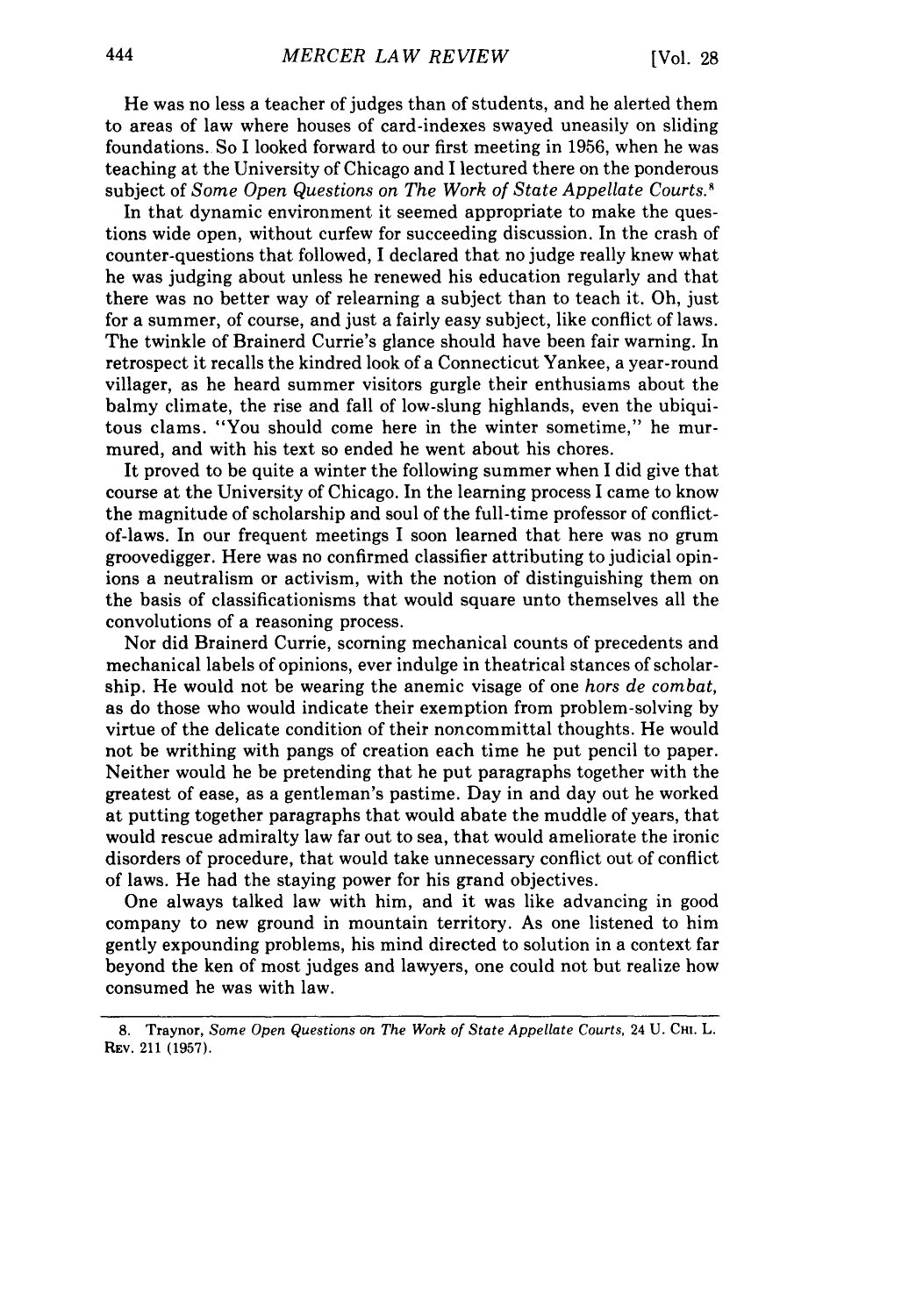He was no less a teacher of judges than of students, and he alerted them to areas of law where houses of card-indexes swayed uneasily on sliding foundations. So I looked forward to our first meeting in 1956, when he was teaching at the University of Chicago and I lectured there on the ponderous subject of *Some Open Questions on The Work of State Appellate Courts.*[8]

In that dynamic environment it seemed appropriate to make the questions wide open, without curfew for succeeding discussion. In the crash of counter-questions that followed, I declared that no judge really knew what he was judging about unless he renewed his education regularly and that there was no better way of relearning a subject than to teach it. Oh, just for a summer, of course, and just a fairly easy subject, like conflict of laws. The twinkle of Brainerd Currie's glance should have been fair warning. In retrospect it recalls the kindred look of a Connecticut Yankee, a year-round villager, as he heard summer visitors gurgle their enthusiams about the balmy climate, the rise and fall of low-slung highlands, even the ubiquitous clams. "You should come here in the winter sometime," he murmured, and with his text so ended he went about his chores.

It proved to be quite a winter the following summer when I did give that course at the University of Chicago. In the learning process I came to know the magnitude of scholarship and soul of the full-time professor of conflict-of-laws. In our frequent meetings I soon learned that here was no grum groovedigger. Here was no confirmed classifier attributing to judicial opinions a neutralism or activism, with the notion of distinguishing them on the basis of classificationisms that would square unto themselves all the convolutions of a reasoning process.

Nor did Brainerd Currie, scorning mechanical counts of precedents and mechanical labels of opinions, ever indulge in theatrical stances of scholarship. He would not be wearing the anemic visage of one *hors de combat,* as do those who would indicate their exemption from problem-solving by virtue of the delicate condition of their noncommittal thoughts. He would not be writhing with pangs of creation each time he put pencil to paper. Neither would he be pretending that he put paragraphs together with the greatest of ease, as a gentleman's pastime. Day in and day out he worked at putting together paragraphs that would abate the muddle of years, that would rescue admiralty law far out to sea, that would ameliorate the ironic disorders of procedure, that would take unnecessary conflict out of conflict of laws. He had the staying power for his grand objectives.

One always talked law with him, and it was like advancing in good company to new ground in mountain territory. As one listened to him gently expounding problems, his mind directed to solution in a context far beyond the ken of most judges and lawyers, one could not but realize how consumed he was with law.

---

8. Traynor, *Some Open Questions on The Work of State Appellate Courts,* 24 U. CHI. L. REV. 211 (1957).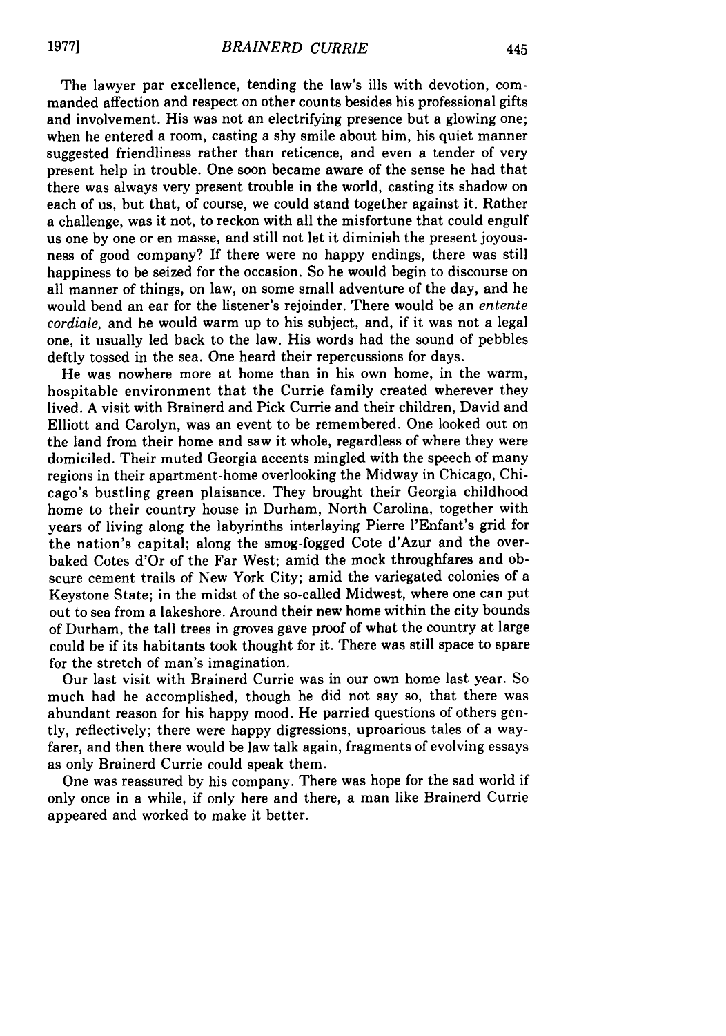The lawyer par excellence, tending the law's ills with devotion, commanded affection and respect on other counts besides his professional gifts and involvement. His was not an electrifying presence but a glowing one; when he entered a room, casting a shy smile about him, his quiet manner suggested friendliness rather than reticence, and even a tender of very present help in trouble. One soon became aware of the sense he had that there was always very present trouble in the world, casting its shadow on each of us, but that, of course, we could stand together against it. Rather a challenge, was it not, to reckon with all the misfortune that could engulf us one by one or en masse, and still not let it diminish the present joyousness of good company? If there were no happy endings, there was still happiness to be seized for the occasion. So he would begin to discourse on all manner of things, on law, on some small adventure of the day, and he would bend an ear for the listener's rejoinder. There would be an *entente cordiale,* and he would warm up to his subject, and, if it was not a legal one, it usually led back to the law. His words had the sound of pebbles deftly tossed in the sea. One heard their repercussions for days.

He was nowhere more at home than in his own home, in the warm, hospitable environment that the Currie family created wherever they lived. A visit with Brainerd and Pick Currie and their children, David and Elliott and Carolyn, was an event to be remembered. One looked out on the land from their home and saw it whole, regardless of where they were domiciled. Their muted Georgia accents mingled with the speech of many regions in their apartment-home overlooking the Midway in Chicago, Chicago's bustling green plaisance. They brought their Georgia childhood home to their country house in Durham, North Carolina, together with years of living along the labyrinths interlaying Pierre l'Enfant's grid for the nation's capital; along the smog-fogged Cote d'Azur and the overbaked Cotes d'Or of the Far West; amid the mock throughfares and obscure cement trails of New York City; amid the variegated colonies of a Keystone State; in the midst of the so-called Midwest, where one can put out to sea from a lakeshore. Around their new home within the city bounds of Durham, the tall trees in groves gave proof of what the country at large could be if its habitants took thought for it. There was still space to spare for the stretch of man's imagination.

Our last visit with Brainerd Currie was in our own home last year. So much had he accomplished, though he did not say so, that there was abundant reason for his happy mood. He parried questions of others gently, reflectively; there were happy digressions, uproarious tales of a wayfarer, and then there would be law talk again, fragments of evolving essays as only Brainerd Currie could speak them.

One was reassured by his company. There was hope for the sad world if only once in a while, if only here and there, a man like Brainerd Currie appeared and worked to make it better.